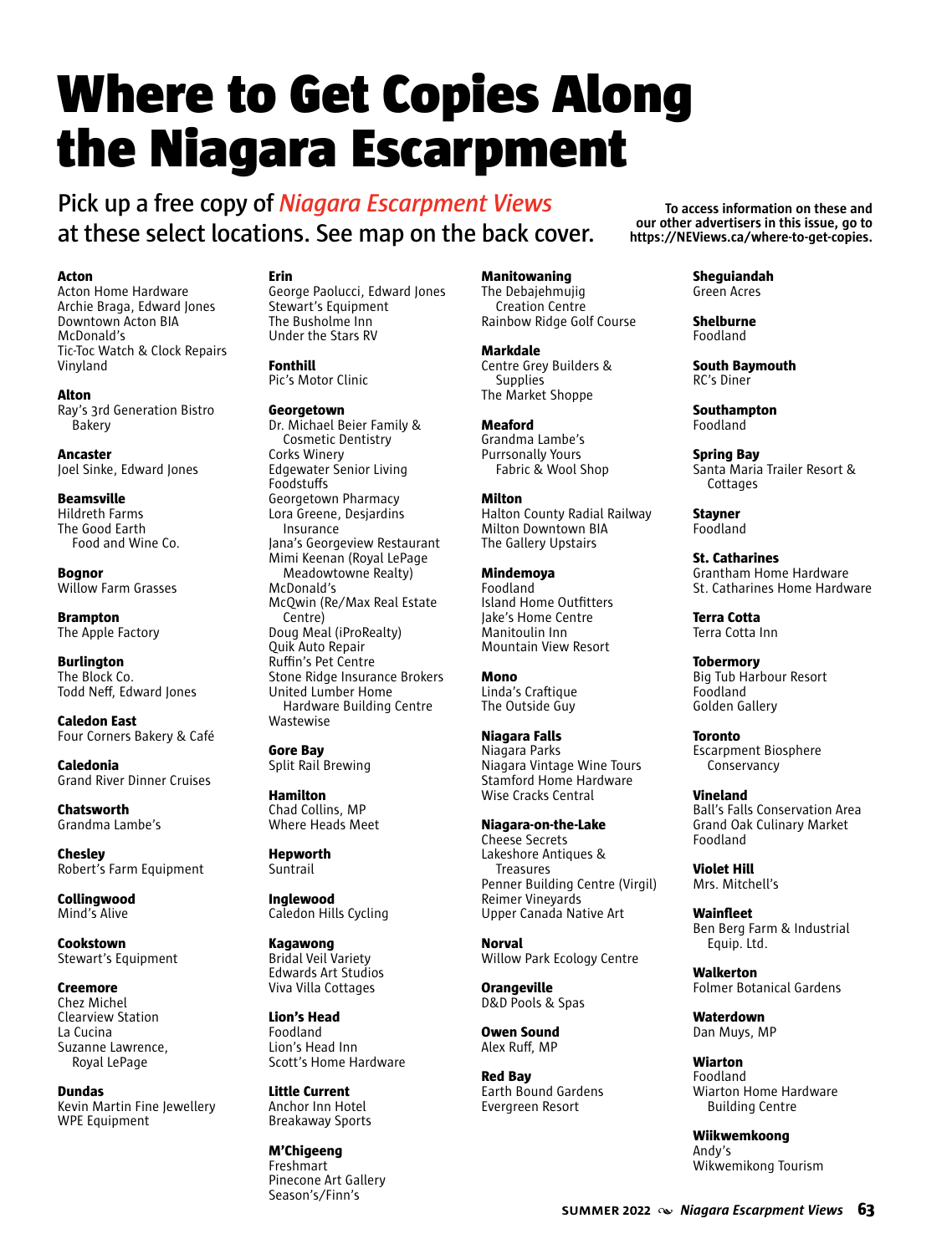# Where to Get Copies Along the Niagara Escarpment

Pick up a free copy of *Niagara Escarpment Views* at these select locations. See map on the back cover.

**To access information on these and our other advertisers in this issue, go to https://NEViews.ca/where-to-get-copies.**

**Acton**
Acton Home Hardware
Archie Braga, Edward Jones
Downtown Acton BIA
McDonald's
Tic-Toc Watch & Clock Repairs
Vinyland

**Alton**
Ray's 3rd Generation Bistro Bakery

**Ancaster**
Joel Sinke, Edward Jones

**Beamsville**
Hildreth Farms
The Good Earth Food and Wine Co.

**Bognor**
Willow Farm Grasses

**Brampton**
The Apple Factory

**Burlington**
The Block Co.
Todd Neff, Edward Jones

**Caledon East**
Four Corners Bakery & Café

**Caledonia**
Grand River Dinner Cruises

**Chatsworth**
Grandma Lambe's

**Chesley**
Robert's Farm Equipment

**Collingwood**
Mind's Alive

**Cookstown**
Stewart's Equipment

**Creemore**
Chez Michel
Clearview Station
La Cucina
Suzanne Lawrence, Royal LePage

**Dundas**
Kevin Martin Fine Jewellery
WPE Equipment

**Erin**
George Paolucci, Edward Jones
Stewart's Equipment
The Busholme Inn
Under the Stars RV

**Fonthill**
Pic's Motor Clinic

**Georgetown**
Dr. Michael Beier Family & Cosmetic Dentistry
Corks Winery
Edgewater Senior Living
Foodstuffs
Georgetown Pharmacy
Lora Greene, Desjardins Insurance
Jana's Georgeview Restaurant
Mimi Keenan (Royal LePage Meadowtowne Realty)
McDonald's
McQwin (Re/Max Real Estate Centre)
Doug Meal (iProRealty)
Quik Auto Repair
Ruffin's Pet Centre
Stone Ridge Insurance Brokers
United Lumber Home Hardware Building Centre
Wastewise

**Gore Bay**
Split Rail Brewing

**Hamilton**
Chad Collins, MP
Where Heads Meet

**Hepworth**
Suntrail

**Inglewood**
Caledon Hills Cycling

**Kagawong**
Bridal Veil Variety
Edwards Art Studios
Viva Villa Cottages

**Lion's Head**
Foodland
Lion's Head Inn
Scott's Home Hardware

**Little Current**
Anchor Inn Hotel
Breakaway Sports

**M'Chigeeng**
Freshmart
Pinecone Art Gallery
Season's/Finn's

**Manitowaning**
The Debajehmujig Creation Centre
Rainbow Ridge Golf Course

**Markdale**
Centre Grey Builders & Supplies
The Market Shoppe

**Meaford**
Grandma Lambe's
Purrsonally Yours Fabric & Wool Shop

**Milton**
Halton County Radial Railway
Milton Downtown BIA
The Gallery Upstairs

**Mindemoya**
Foodland
Island Home Outfitters
Jake's Home Centre
Manitoulin Inn
Mountain View Resort

**Mono**
Linda's Craftique
The Outside Guy

**Niagara Falls**
Niagara Parks
Niagara Vintage Wine Tours
Stamford Home Hardware
Wise Cracks Central

**Niagara-on-the-Lake**
Cheese Secrets
Lakeshore Antiques & Treasures
Penner Building Centre (Virgil)
Reimer Vineyards
Upper Canada Native Art

**Norval**
Willow Park Ecology Centre

**Orangeville**
D&D Pools & Spas

**Owen Sound**
Alex Ruff, MP

**Red Bay**
Earth Bound Gardens
Evergreen Resort

**Sheguiandah**
Green Acres

**Shelburne**
Foodland

**South Baymouth**
RC's Diner

**Southampton**
Foodland

**Spring Bay**
Santa Maria Trailer Resort & Cottages

**Stayner**
Foodland

**St. Catharines**
Grantham Home Hardware
St. Catharines Home Hardware

**Terra Cotta**
Terra Cotta Inn

**Tobermory**
Big Tub Harbour Resort
Foodland
Golden Gallery

**Toronto**
Escarpment Biosphere Conservancy

**Vineland**
Ball's Falls Conservation Area
Grand Oak Culinary Market
Foodland

**Violet Hill**
Mrs. Mitchell's

**Wainfleet**
Ben Berg Farm & Industrial Equip. Ltd.

**Walkerton**
Folmer Botanical Gardens

**Waterdown**
Dan Muys, MP

**Wiarton**
Foodland
Wiarton Home Hardware Building Centre

**Wiikwemkoong**
Andy's
Wikwemikong Tourism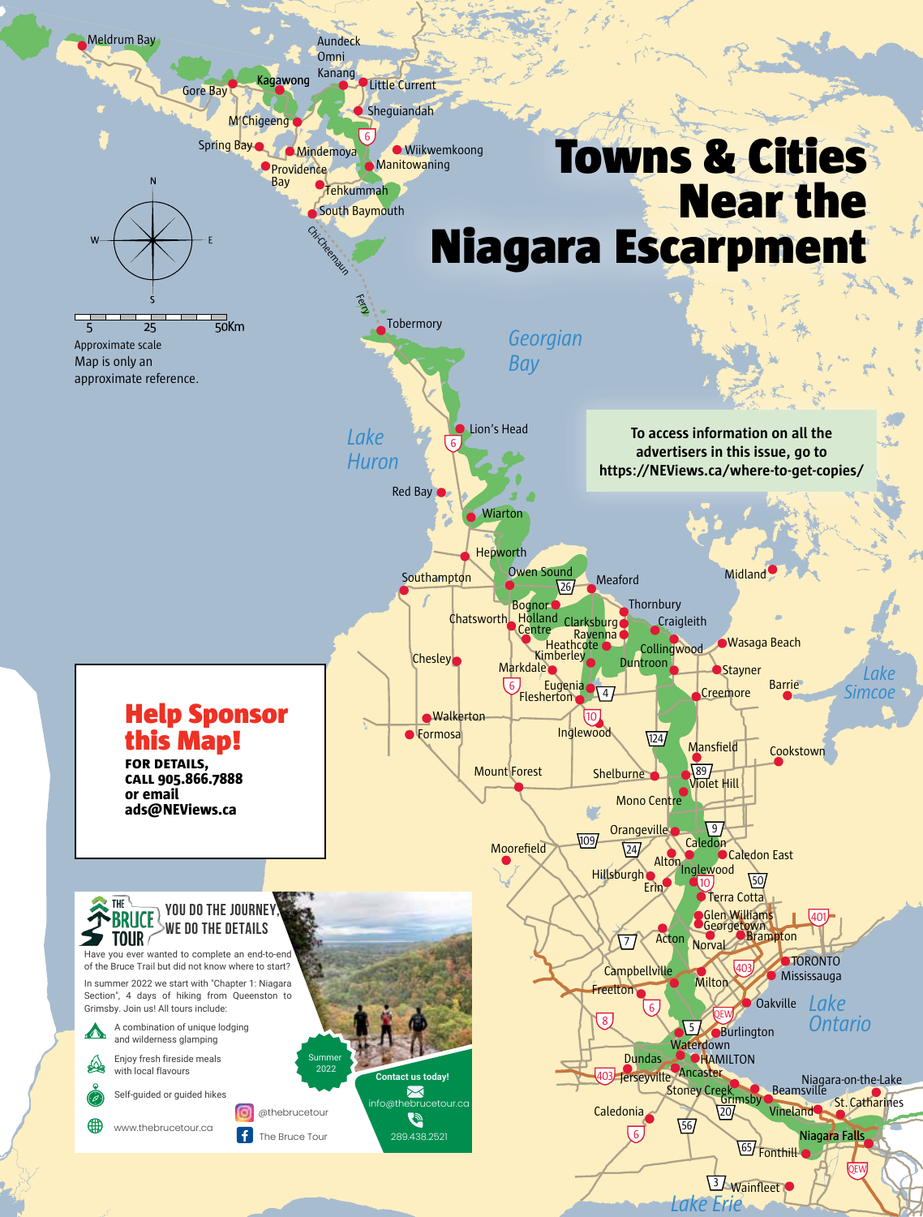# Towns & Cities Near the Niagara Escarpment

Approximate scale
Map is only an approximate reference.

5 25 50Km

Meldrum Bay, Gore Bay, Kagawong, Aundeck Omni Kanang, Little Current, Sheguiandah, M'Chigeeng, Spring Bay, Mindemoya, Providence Bay, Wiikwemkoong, Manitowaning, Tehkummah, South Baymouth, ChiCheemaun Ferry, Tobermory, Georgian Bay, Lake Huron, Lion's Head, Red Bay, Wiarton, Hepworth, Southampton, Owen Sound, Meaford, Midland, Bognor, Holland Centre, Chatsworth, Clarksburg, Thornbury, Craigleith, Ravenna, Heathcote, Kimberley, Collingwood, Wasaga Beach, Duntroon, Chesley, Markdale, Stayner, Barrie, Lake Simcoe, Eugenia, Flesherton, Creemore, Walkerton, Formosa, Inglewood, Mansfield, Cookstown, Mount Forest, Shelburne, Violet Hill, Mono Centre, Orangeville, Caledon, Caledon East, Moorefield, Alton, Inglewood, Hillsburgh, Erin, Terra Cotta, Glen Williams, Georgetown, Brampton, Acton, Norval, TORONTO, Mississauga, Campbellville, Milton, Freelton, Oakville, Lake Ontario, Burlington, Waterdown, Dundas, HAMILTON, Jerseyville, Ancaster, Stoney Creek, Grimsby, Beamsville, Niagara-on-the-Lake, Vineland, St. Catharines, Caledonia, Niagara Falls, Fonthill, Wainfleet, Lake Erie

**To access information on all the advertisers in this issue, go to https://NEViews.ca/where-to-get-copies/**

## Help Sponsor this Map!

**FOR DETAILS, CALL 905.866.7888 or email ads@NEViews.ca**

---

**THE BRUCE TOUR**

**YOU DO THE JOURNEY, WE DO THE DETAILS**

Have you ever wanted to complete an end-to-end of the Bruce Trail but did not know where to start?

In summer 2022 we start with "Chapter 1: Niagara Section", 4 days of hiking from Queenston to Grimsby. Join us! All tours include:

- A combination of unique lodging and wilderness glamping
- Enjoy fresh fireside meals with local flavours
- Self-guided or guided hikes

Summer 2022

www.thebrucetour.ca

@thebrucetour

The Bruce Tour

**Contact us today!**

info@thebrucetour.ca

289.438.2521